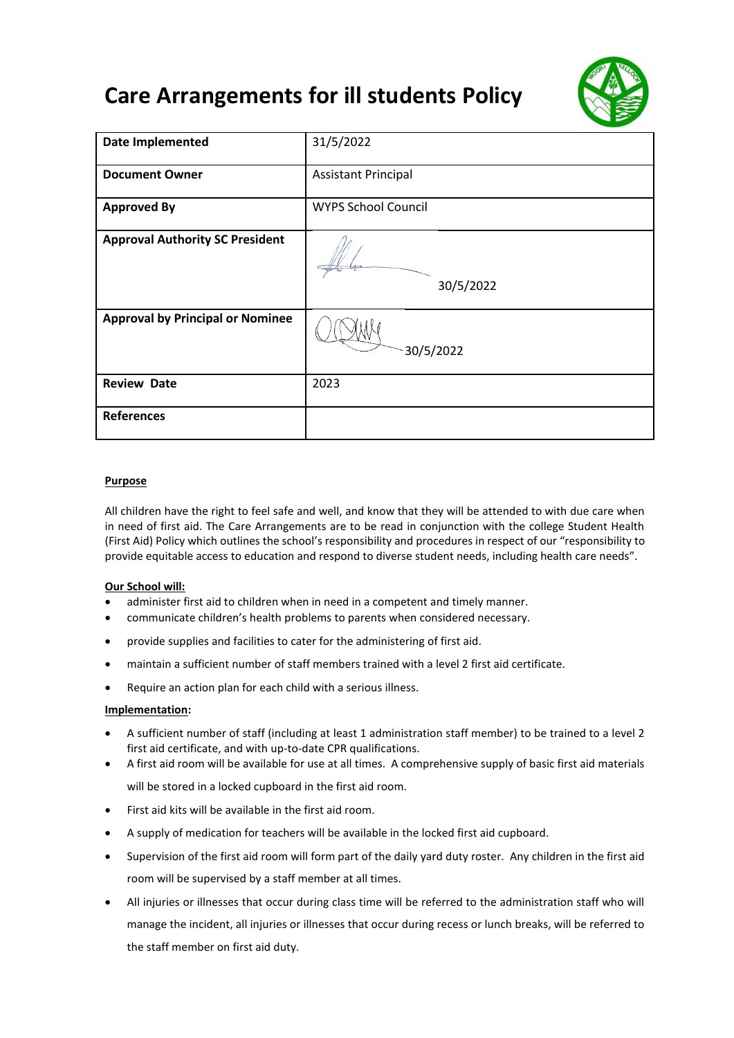# Care Arrangements for ill students Policy

| Date Implemented | 31/5/2022 |
| --- | --- |
| **Document Owner** | Assistant Principal |
| **Approved By** | WYPS School Council |
| **Approval Authority SC President** | 30/5/2022 |
| **Approval by Principal or Nominee** | 30/5/2022 |
| **Review Date** | 2023 |
| **References** | |

**Purpose**

All children have the right to feel safe and well, and know that they will be attended to with due care when in need of first aid. The Care Arrangements are to be read in conjunction with the college Student Health (First Aid) Policy which outlines the school's responsibility and procedures in respect of our "responsibility to provide equitable access to education and respond to diverse student needs, including health care needs".

**Our School will:**

- administer first aid to children when in need in a competent and timely manner.
- communicate children's health problems to parents when considered necessary.
- provide supplies and facilities to cater for the administering of first aid.
- maintain a sufficient number of staff members trained with a level 2 first aid certificate.
- Require an action plan for each child with a serious illness.

**Implementation:**

- A sufficient number of staff (including at least 1 administration staff member) to be trained to a level 2 first aid certificate, and with up-to-date CPR qualifications.
- A first aid room will be available for use at all times. A comprehensive supply of basic first aid materials will be stored in a locked cupboard in the first aid room.
- First aid kits will be available in the first aid room.
- A supply of medication for teachers will be available in the locked first aid cupboard.
- Supervision of the first aid room will form part of the daily yard duty roster. Any children in the first aid room will be supervised by a staff member at all times.
- All injuries or illnesses that occur during class time will be referred to the administration staff who will manage the incident, all injuries or illnesses that occur during recess or lunch breaks, will be referred to the staff member on first aid duty.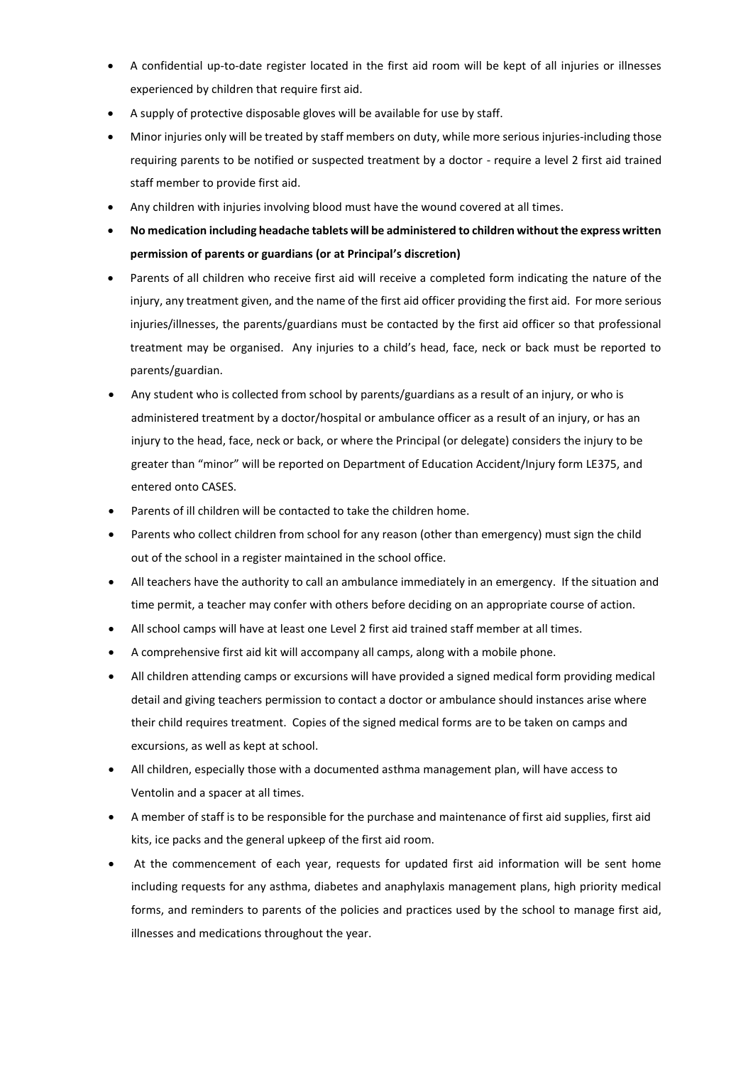- A confidential up-to-date register located in the first aid room will be kept of all injuries or illnesses experienced by children that require first aid.
- A supply of protective disposable gloves will be available for use by staff.
- Minor injuries only will be treated by staff members on duty, while more serious injuries-including those requiring parents to be notified or suspected treatment by a doctor - require a level 2 first aid trained staff member to provide first aid.
- Any children with injuries involving blood must have the wound covered at all times.
- **No medication including headache tablets will be administered to children without the express written permission of parents or guardians (or at Principal's discretion)**
- Parents of all children who receive first aid will receive a completed form indicating the nature of the injury, any treatment given, and the name of the first aid officer providing the first aid. For more serious injuries/illnesses, the parents/guardians must be contacted by the first aid officer so that professional treatment may be organised. Any injuries to a child's head, face, neck or back must be reported to parents/guardian.
- Any student who is collected from school by parents/guardians as a result of an injury, or who is administered treatment by a doctor/hospital or ambulance officer as a result of an injury, or has an injury to the head, face, neck or back, or where the Principal (or delegate) considers the injury to be greater than "minor" will be reported on Department of Education Accident/Injury form LE375, and entered onto CASES.
- Parents of ill children will be contacted to take the children home.
- Parents who collect children from school for any reason (other than emergency) must sign the child out of the school in a register maintained in the school office.
- All teachers have the authority to call an ambulance immediately in an emergency. If the situation and time permit, a teacher may confer with others before deciding on an appropriate course of action.
- All school camps will have at least one Level 2 first aid trained staff member at all times.
- A comprehensive first aid kit will accompany all camps, along with a mobile phone.
- All children attending camps or excursions will have provided a signed medical form providing medical detail and giving teachers permission to contact a doctor or ambulance should instances arise where their child requires treatment. Copies of the signed medical forms are to be taken on camps and excursions, as well as kept at school.
- All children, especially those with a documented asthma management plan, will have access to Ventolin and a spacer at all times.
- A member of staff is to be responsible for the purchase and maintenance of first aid supplies, first aid kits, ice packs and the general upkeep of the first aid room.
- At the commencement of each year, requests for updated first aid information will be sent home including requests for any asthma, diabetes and anaphylaxis management plans, high priority medical forms, and reminders to parents of the policies and practices used by the school to manage first aid, illnesses and medications throughout the year.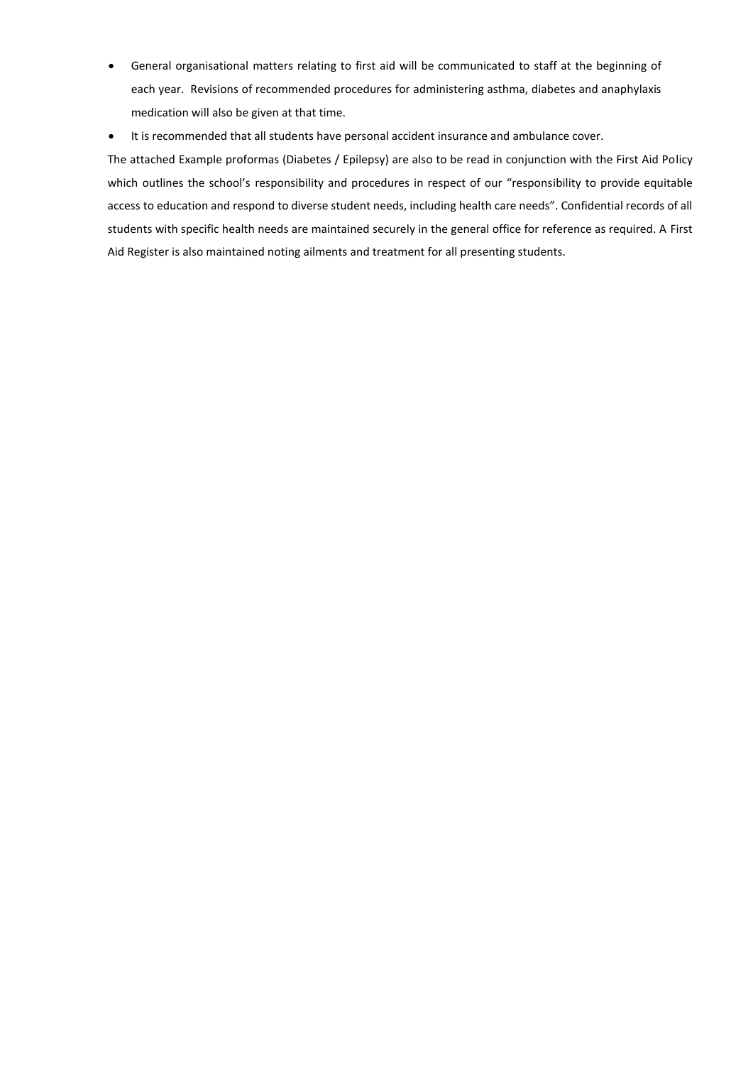- General organisational matters relating to first aid will be communicated to staff at the beginning of each year. Revisions of recommended procedures for administering asthma, diabetes and anaphylaxis medication will also be given at that time.
- It is recommended that all students have personal accident insurance and ambulance cover.

The attached Example proformas (Diabetes / Epilepsy) are also to be read in conjunction with the First Aid Policy which outlines the school's responsibility and procedures in respect of our "responsibility to provide equitable access to education and respond to diverse student needs, including health care needs". Confidential records of all students with specific health needs are maintained securely in the general office for reference as required. A First Aid Register is also maintained noting ailments and treatment for all presenting students.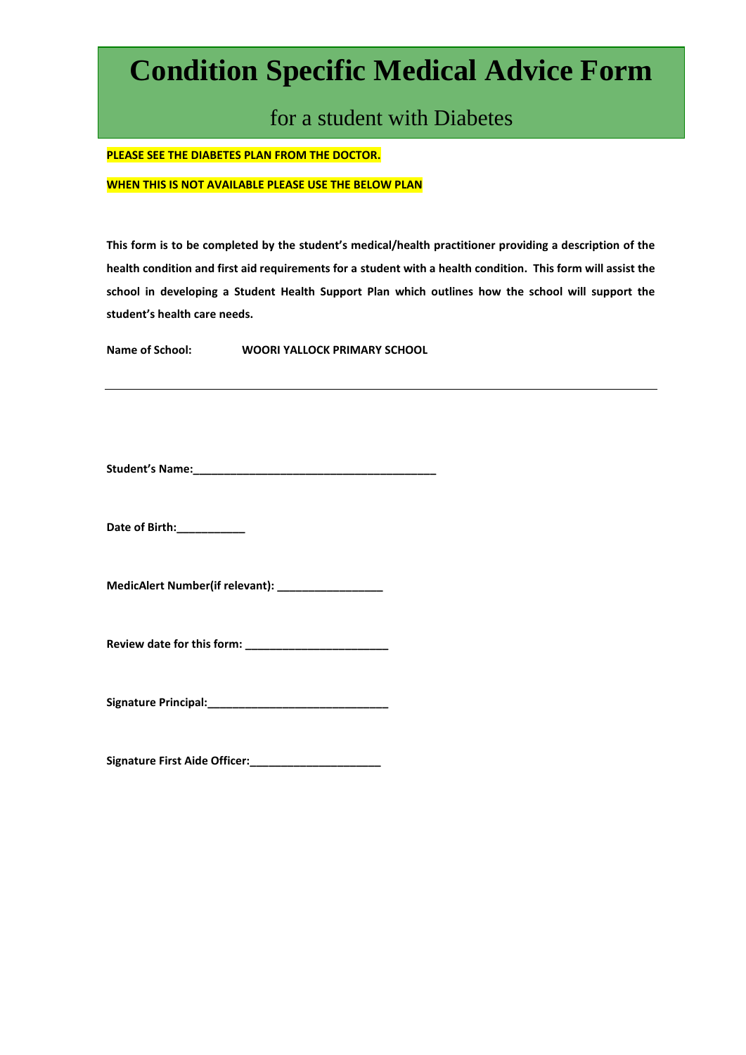# Condition Specific Medical Advice Form

## for a student with Diabetes

**PLEASE SEE THE DIABETES PLAN FROM THE DOCTOR.**

**WHEN THIS IS NOT AVAILABLE PLEASE USE THE BELOW PLAN**

**This form is to be completed by the student's medical/health practitioner providing a description of the health condition and first aid requirements for a student with a health condition. This form will assist the school in developing a Student Health Support Plan which outlines how the school will support the student's health care needs.**

**Name of School:** **WOORI YALLOCK PRIMARY SCHOOL**

---

**Student's Name:**________________________________________

**Date of Birth:**___________

**MedicAlert Number(if relevant):** _________________

**Review date for this form:** _______________________

**Signature Principal:**_____________________________

**Signature First Aide Officer:**_____________________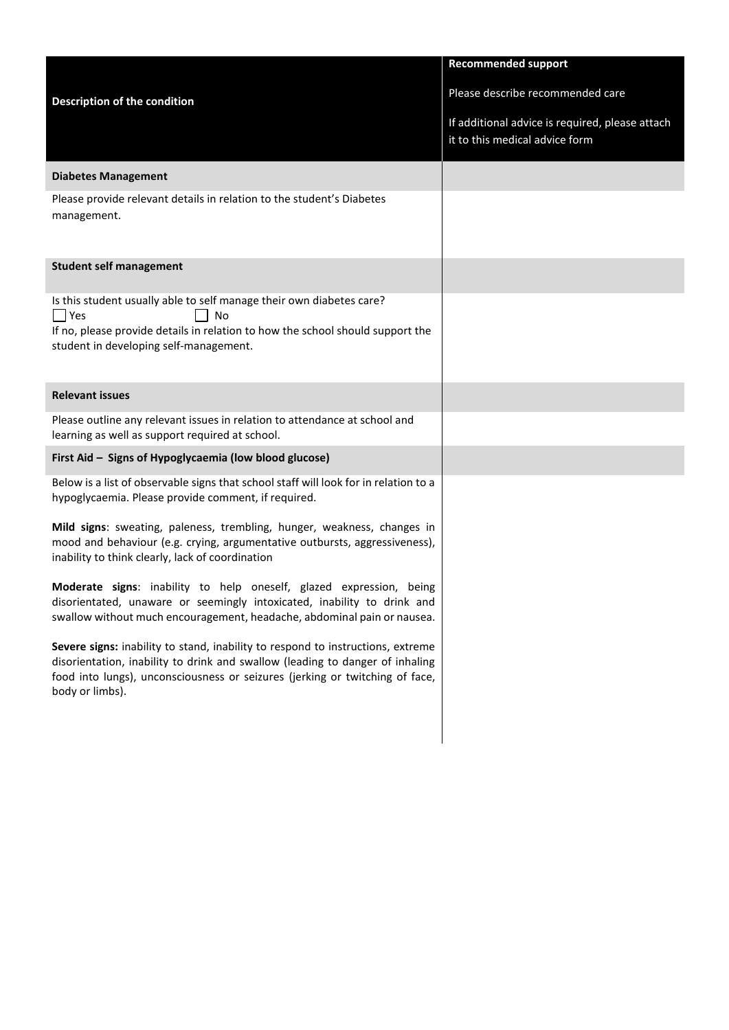| Description of the condition | **Recommended support**<br><br>Please describe recommended care<br><br>If additional advice is required, please attach it to this medical advice form |
|---|---|
| **Diabetes Management** | |
| Please provide relevant details in relation to the student's Diabetes management. | |
| **Student self management** | |
| Is this student usually able to self manage their own diabetes care?<br>☐ Yes ☐ No<br>If no, please provide details in relation to how the school should support the student in developing self-management. | |
| **Relevant issues** | |
| Please outline any relevant issues in relation to attendance at school and learning as well as support required at school. | |
| **First Aid – Signs of Hypoglycaemia (low blood glucose)** | |
| Below is a list of observable signs that school staff will look for in relation to a hypoglycaemia. Please provide comment, if required.<br><br>**Mild signs**: sweating, paleness, trembling, hunger, weakness, changes in mood and behaviour (e.g. crying, argumentative outbursts, aggressiveness), inability to think clearly, lack of coordination<br><br>**Moderate signs**: inability to help oneself, glazed expression, being disorientated, unaware or seemingly intoxicated, inability to drink and swallow without much encouragement, headache, abdominal pain or nausea.<br><br>**Severe signs:** inability to stand, inability to respond to instructions, extreme disorientation, inability to drink and swallow (leading to danger of inhaling food into lungs), unconsciousness or seizures (jerking or twitching of face, body or limbs). | |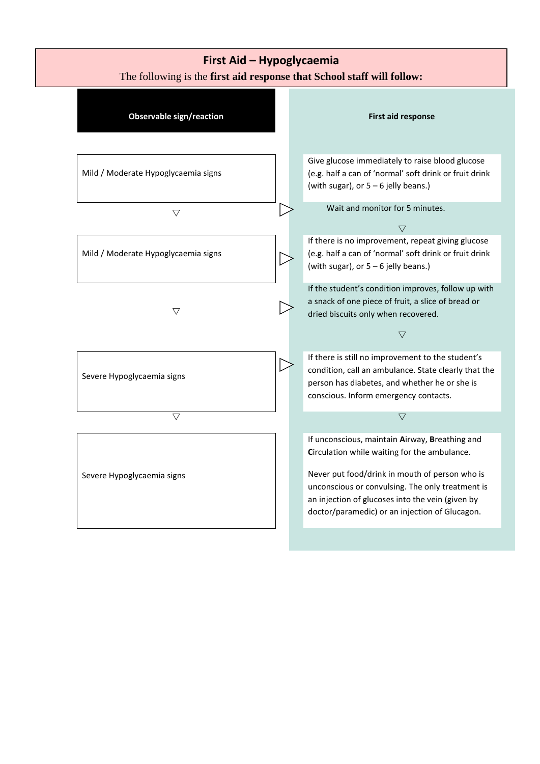## First Aid – Hypoglycaemia

The following is the **first aid response that School staff will follow:**

| Observable sign/reaction | First aid response |
| --- | --- |
| Mild / Moderate Hypoglycaemia signs | Give glucose immediately to raise blood glucose (e.g. half a can of 'normal' soft drink or fruit drink (with sugar), or 5 – 6 jelly beans.)<br><br>Wait and monitor for 5 minutes. |
| Mild / Moderate Hypoglycaemia signs | If there is no improvement, repeat giving glucose (e.g. half a can of 'normal' soft drink or fruit drink (with sugar), or 5 – 6 jelly beans.)<br><br>If the student's condition improves, follow up with a snack of one piece of fruit, a slice of bread or dried biscuits only when recovered. |
| Severe Hypoglycaemia signs | If there is still no improvement to the student's condition, call an ambulance. State clearly that the person has diabetes, and whether he or she is conscious. Inform emergency contacts. |
| Severe Hypoglycaemia signs | If unconscious, maintain **A**irway, **B**reathing and **C**irculation while waiting for the ambulance.<br><br>Never put food/drink in mouth of person who is unconscious or convulsing. The only treatment is an injection of glucoses into the vein (given by doctor/paramedic) or an injection of Glucagon. |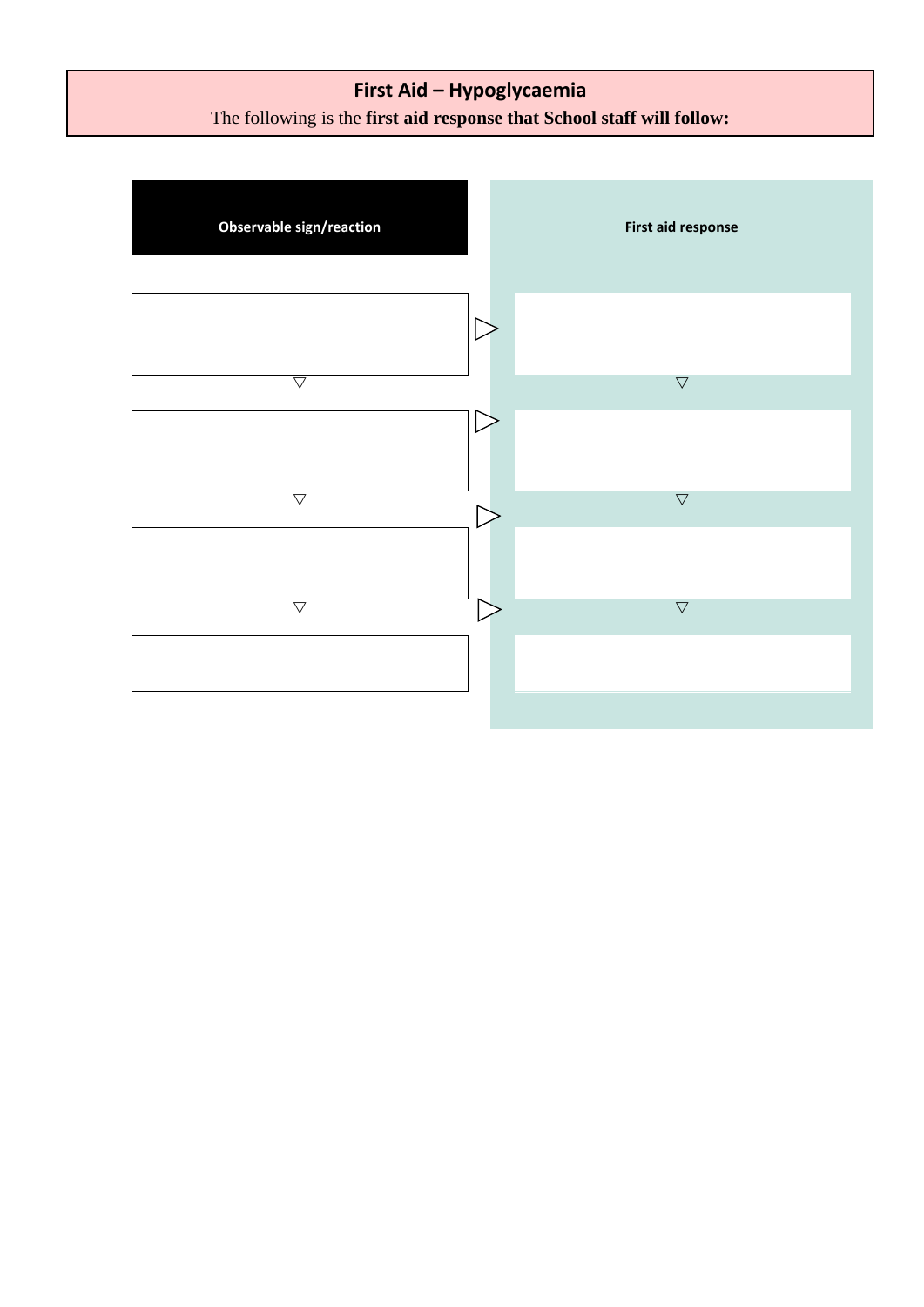## First Aid – Hypoglycaemia

The following is the **first aid response that School staff will follow:**

| Observable sign/reaction | First aid response |
| --- | --- |
| | |
| | |
| | |
| | |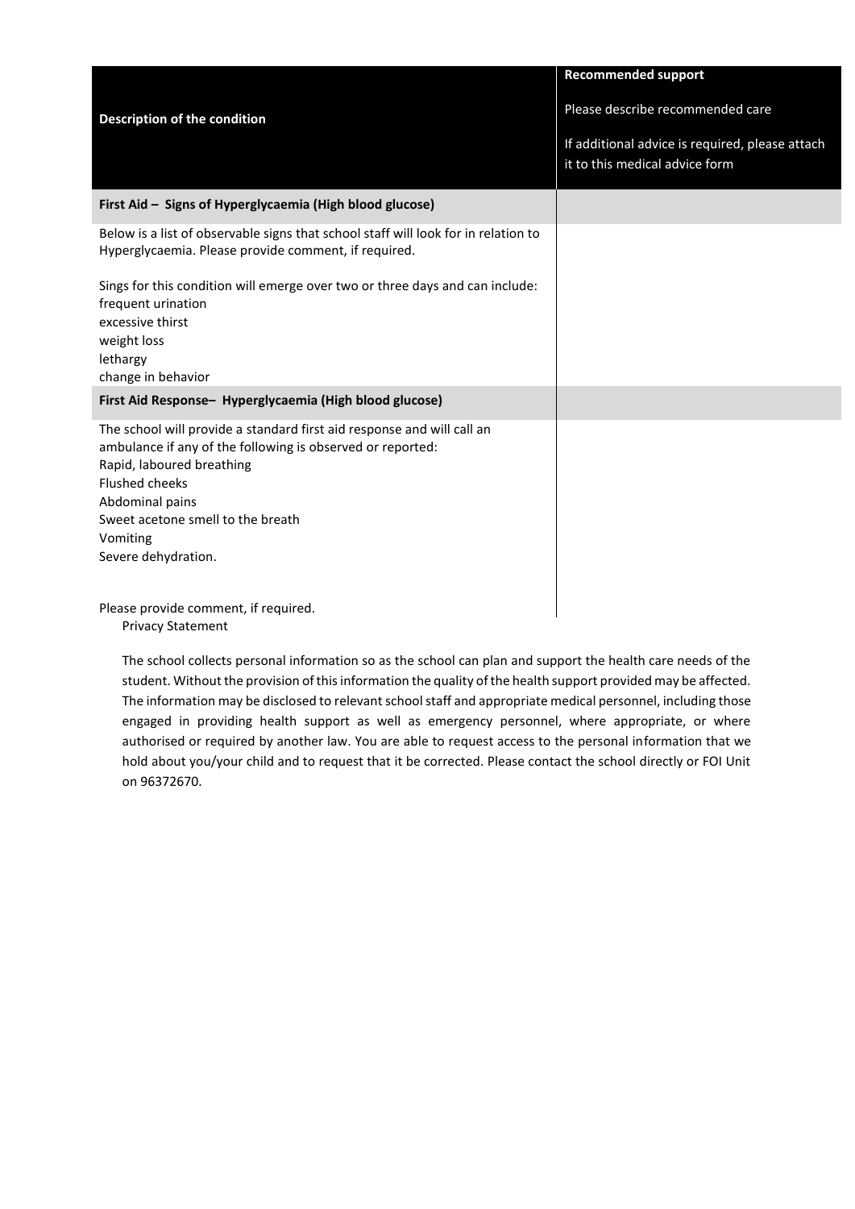| **Description of the condition** | **Recommended support**<br><br>Please describe recommended care<br><br>If additional advice is required, please attach it to this medical advice form |
|---|---|
| **First Aid – Signs of Hyperglycaemia (High blood glucose)** | |
| Below is a list of observable signs that school staff will look for in relation to Hyperglycaemia. Please provide comment, if required.<br><br>Sings for this condition will emerge over two or three days and can include:<br>frequent urination<br>excessive thirst<br>weight loss<br>lethargy<br>change in behavior | |
| **First Aid Response– Hyperglycaemia (High blood glucose)** | |
| The school will provide a standard first aid response and will call an ambulance if any of the following is observed or reported:<br>Rapid, laboured breathing<br>Flushed cheeks<br>Abdominal pains<br>Sweet acetone smell to the breath<br>Vomiting<br>Severe dehydration.<br><br>Please provide comment, if required. | |

Privacy Statement

The school collects personal information so as the school can plan and support the health care needs of the student. Without the provision of this information the quality of the health support provided may be affected. The information may be disclosed to relevant school staff and appropriate medical personnel, including those engaged in providing health support as well as emergency personnel, where appropriate, or where authorised or required by another law. You are able to request access to the personal information that we hold about you/your child and to request that it be corrected. Please contact the school directly or FOI Unit on 96372670.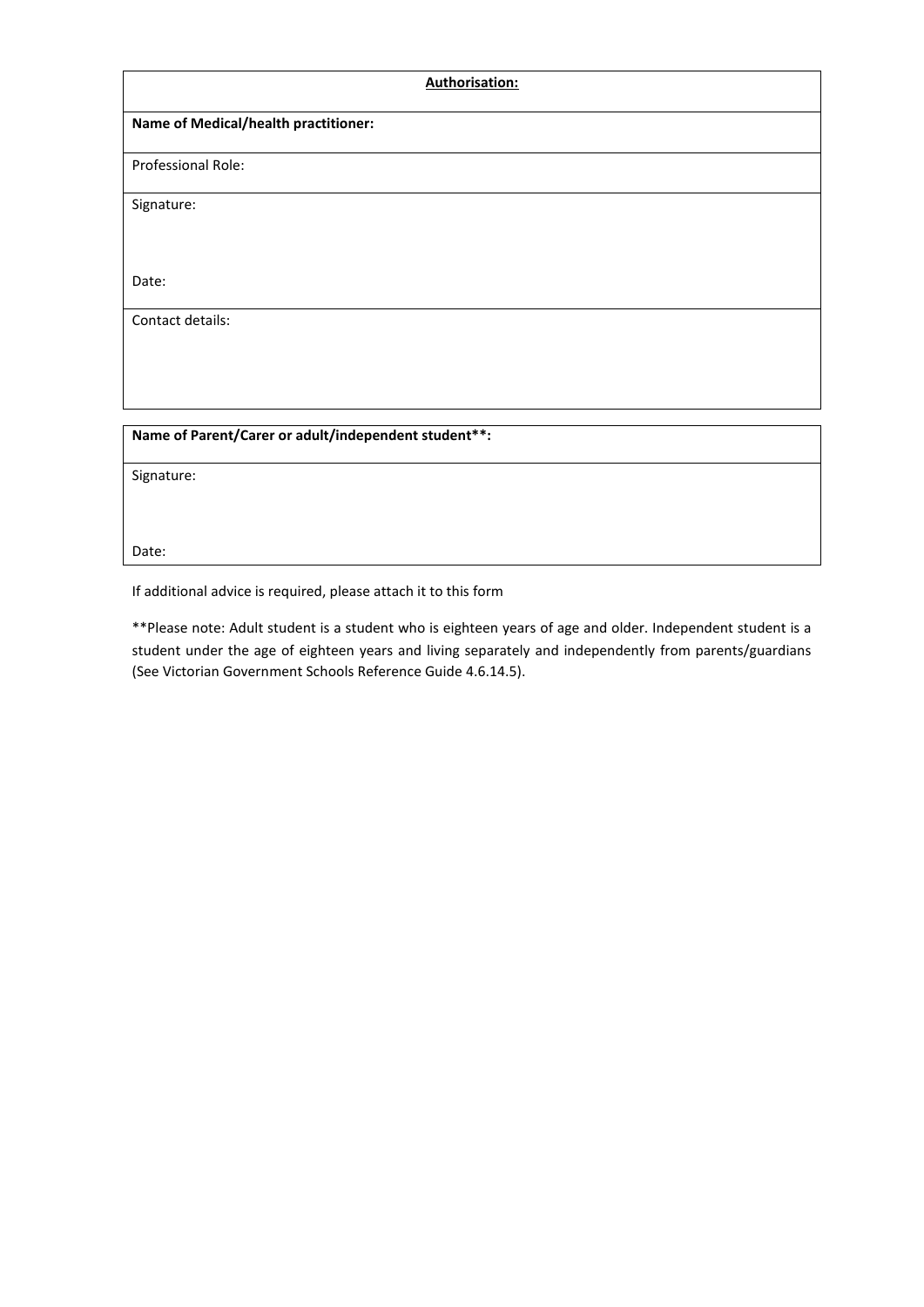| **Authorisation:** |
| --- |
| **Name of Medical/health practitioner:** |
| Professional Role: |
| Signature:<br><br><br>Date: |
| Contact details: |

| **Name of Parent/Carer or adult/independent student\*\*:** |
| --- |
| Signature:<br><br><br>Date: |

If additional advice is required, please attach it to this form

**Please note: Adult student is a student who is eighteen years of age and older. Independent student is a student under the age of eighteen years and living separately and independently from parents/guardians (See Victorian Government Schools Reference Guide 4.6.14.5).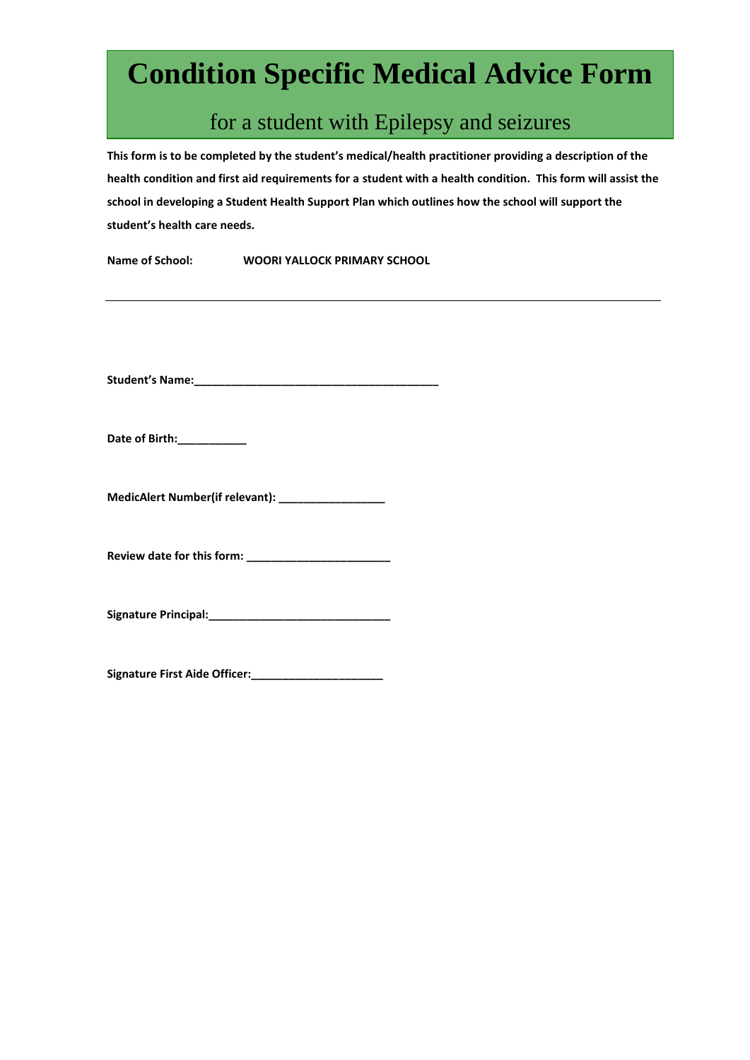# Condition Specific Medical Advice Form

## for a student with Epilepsy and seizures

**This form is to be completed by the student's medical/health practitioner providing a description of the health condition and first aid requirements for a student with a health condition. This form will assist the school in developing a Student Health Support Plan which outlines how the school will support the student's health care needs.**

**Name of School:** **WOORI YALLOCK PRIMARY SCHOOL**

---

**Student's Name:**_________________________________________

**Date of Birth:**___________

**MedicAlert Number(if relevant):** _________________

**Review date for this form:** _______________________

**Signature Principal:**_____________________________

**Signature First Aide Officer:**_____________________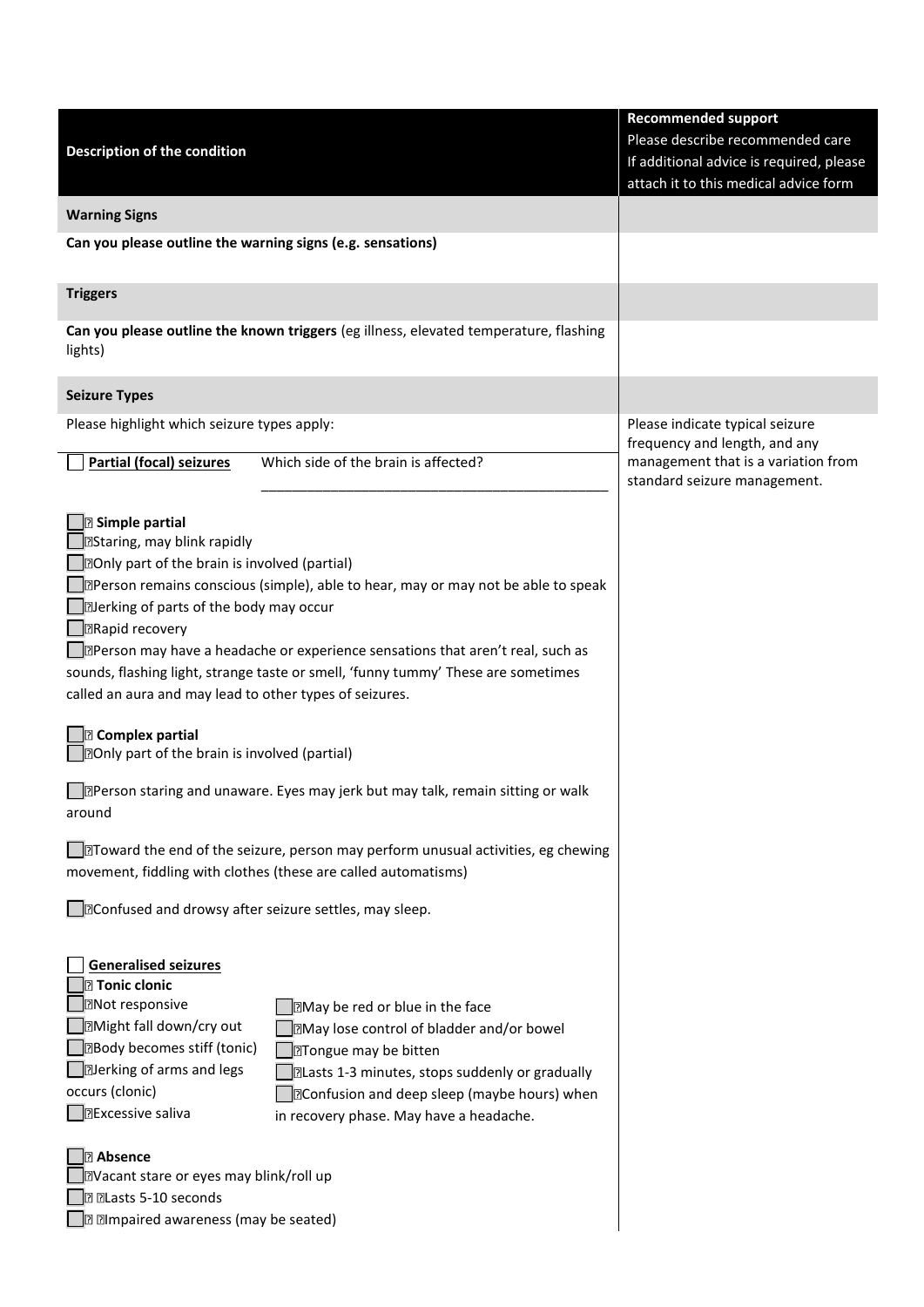| Description of the condition | Recommended support<br>Please describe recommended care<br>If additional advice is required, please attach it to this medical advice form |
|---|---|
| **Warning Signs** | |
| **Can you please outline the warning signs (e.g. sensations)** | |
| **Triggers** | |
| **Can you please outline the known triggers** (eg illness, elevated temperature, flashing lights) | |
| **Seizure Types** | |
| Please highlight which seizure types apply:<br><br>☐ **Partial (focal) seizures** Which side of the brain is affected? ____________________<br><br>☐ **Simple partial**<br>☐ Staring, may blink rapidly<br>☐ Only part of the brain is involved (partial)<br>☐ Person remains conscious (simple), able to hear, may or may not be able to speak<br>☐ Jerking of parts of the body may occur<br>☐ Rapid recovery<br>☐ Person may have a headache or experience sensations that aren't real, such as sounds, flashing light, strange taste or smell, 'funny tummy' These are sometimes called an aura and may lead to other types of seizures.<br><br>☐ **Complex partial**<br>☐ Only part of the brain is involved (partial)<br>☐ Person staring and unaware. Eyes may jerk but may talk, remain sitting or walk around<br>☐ Toward the end of the seizure, person may perform unusual activities, eg chewing movement, fiddling with clothes (these are called automatisms)<br>☐ Confused and drowsy after seizure settles, may sleep.<br><br>☐ **Generalised seizures**<br>☐ **Tonic clonic**<br>☐ Not responsive<br>☐ Might fall down/cry out<br>☐ Body becomes stiff (tonic)<br>☐ Jerking of arms and legs occurs (clonic)<br>☐ Excessive saliva<br>☐ May be red or blue in the face<br>☐ May lose control of bladder and/or bowel<br>☐ Tongue may be bitten<br>☐ Lasts 1-3 minutes, stops suddenly or gradually<br>☐ Confusion and deep sleep (maybe hours) when in recovery phase. May have a headache.<br><br>☐ **Absence**<br>☐ Vacant stare or eyes may blink/roll up<br>☐ Lasts 5-10 seconds<br>☐ Impaired awareness (may be seated) | Please indicate typical seizure frequency and length, and any management that is a variation from standard seizure management. |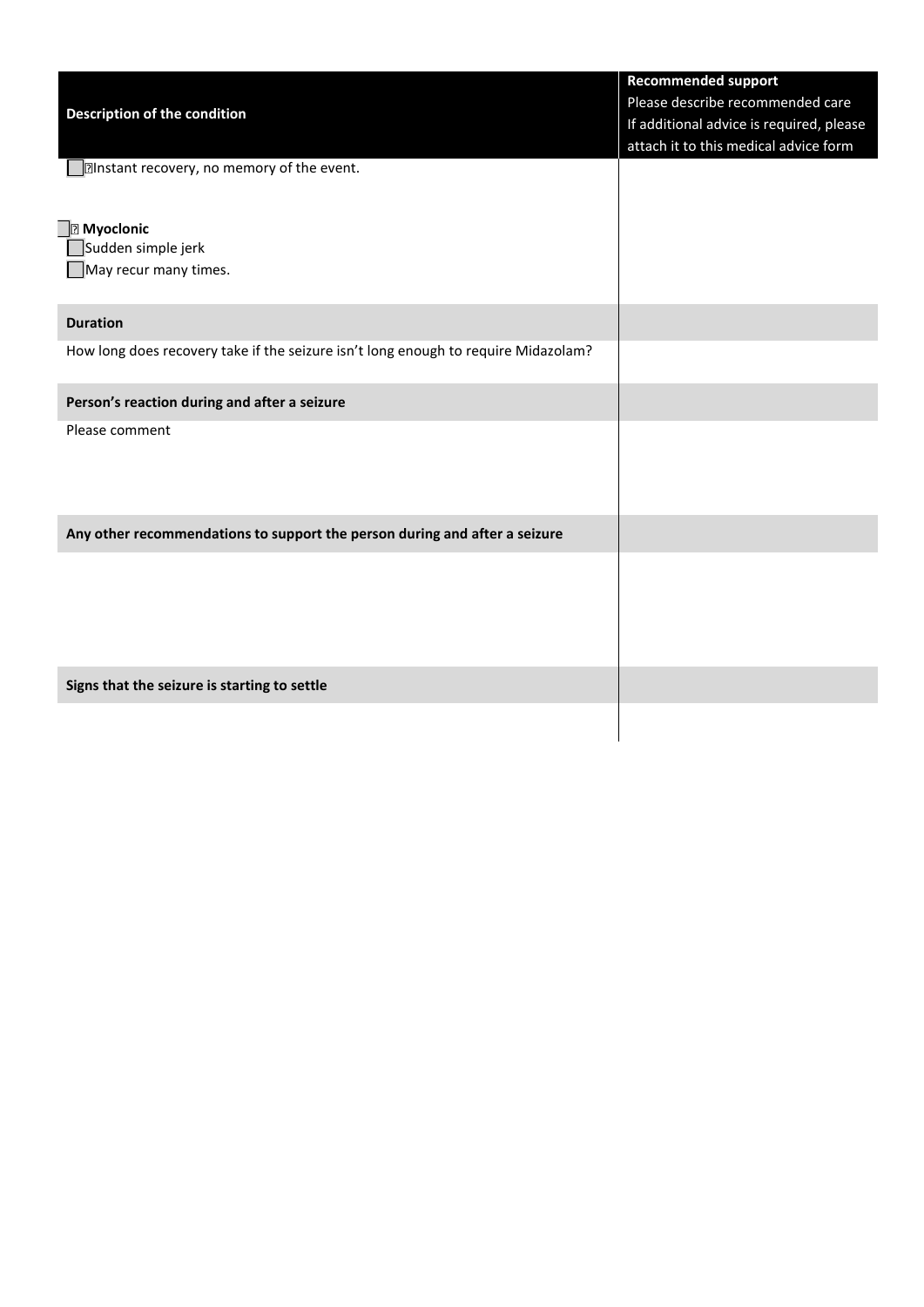| Description of the condition | Recommended support<br>Please describe recommended care<br>If additional advice is required, please attach it to this medical advice form |
|---|---|
| ☐ Instant recovery, no memory of the event.<br><br>☐ **Myoclonic**<br>☐ Sudden simple jerk<br>☐ May recur many times. | |
| **Duration** | |
| How long does recovery take if the seizure isn't long enough to require Midazolam? | |
| **Person's reaction during and after a seizure** | |
| Please comment | |
| **Any other recommendations to support the person during and after a seizure** | |
| | |
| **Signs that the seizure is starting to settle** | |
| | |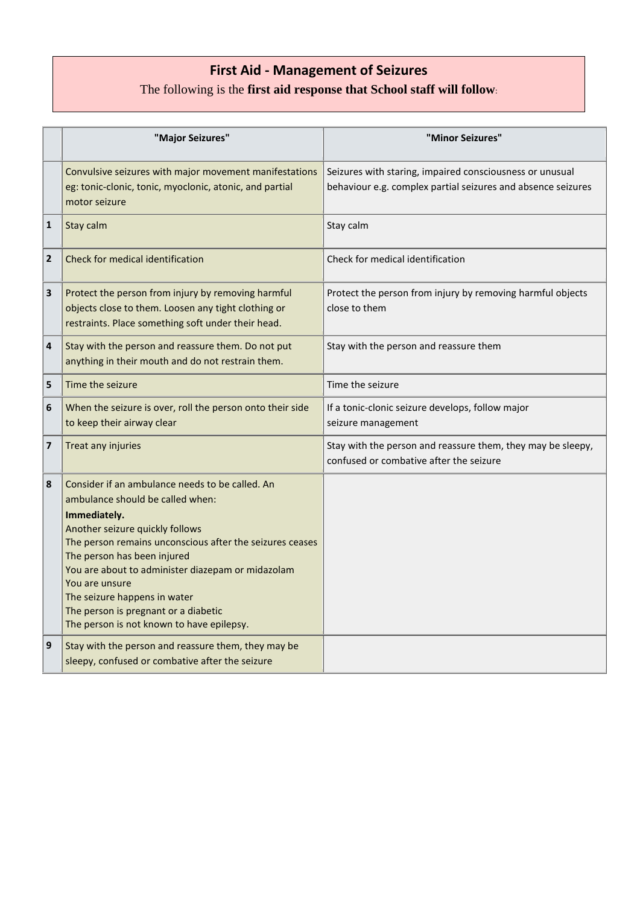# First Aid - Management of Seizures

The following is the **first aid response that School staff will follow**:

| | "Major Seizures" | "Minor Seizures" |
|---|---|---|
| | Convulsive seizures with major movement manifestations eg: tonic-clonic, tonic, myoclonic, atonic, and partial motor seizure | Seizures with staring, impaired consciousness or unusual behaviour e.g. complex partial seizures and absence seizures |
| **1** | Stay calm | Stay calm |
| **2** | Check for medical identification | Check for medical identification |
| **3** | Protect the person from injury by removing harmful objects close to them. Loosen any tight clothing or restraints. Place something soft under their head. | Protect the person from injury by removing harmful objects close to them |
| **4** | Stay with the person and reassure them. Do not put anything in their mouth and do not restrain them. | Stay with the person and reassure them |
| **5** | Time the seizure | Time the seizure |
| **6** | When the seizure is over, roll the person onto their side to keep their airway clear | If a tonic-clonic seizure develops, follow major seizure management |
| **7** | Treat any injuries | Stay with the person and reassure them, they may be sleepy, confused or combative after the seizure |
| **8** | Consider if an ambulance needs to be called. An ambulance should be called when:<br>**Immediately.**<br>Another seizure quickly follows<br>The person remains unconscious after the seizures ceases<br>The person has been injured<br>You are about to administer diazepam or midazolam<br>You are unsure<br>The seizure happens in water<br>The person is pregnant or a diabetic<br>The person is not known to have epilepsy. | |
| **9** | Stay with the person and reassure them, they may be sleepy, confused or combative after the seizure | |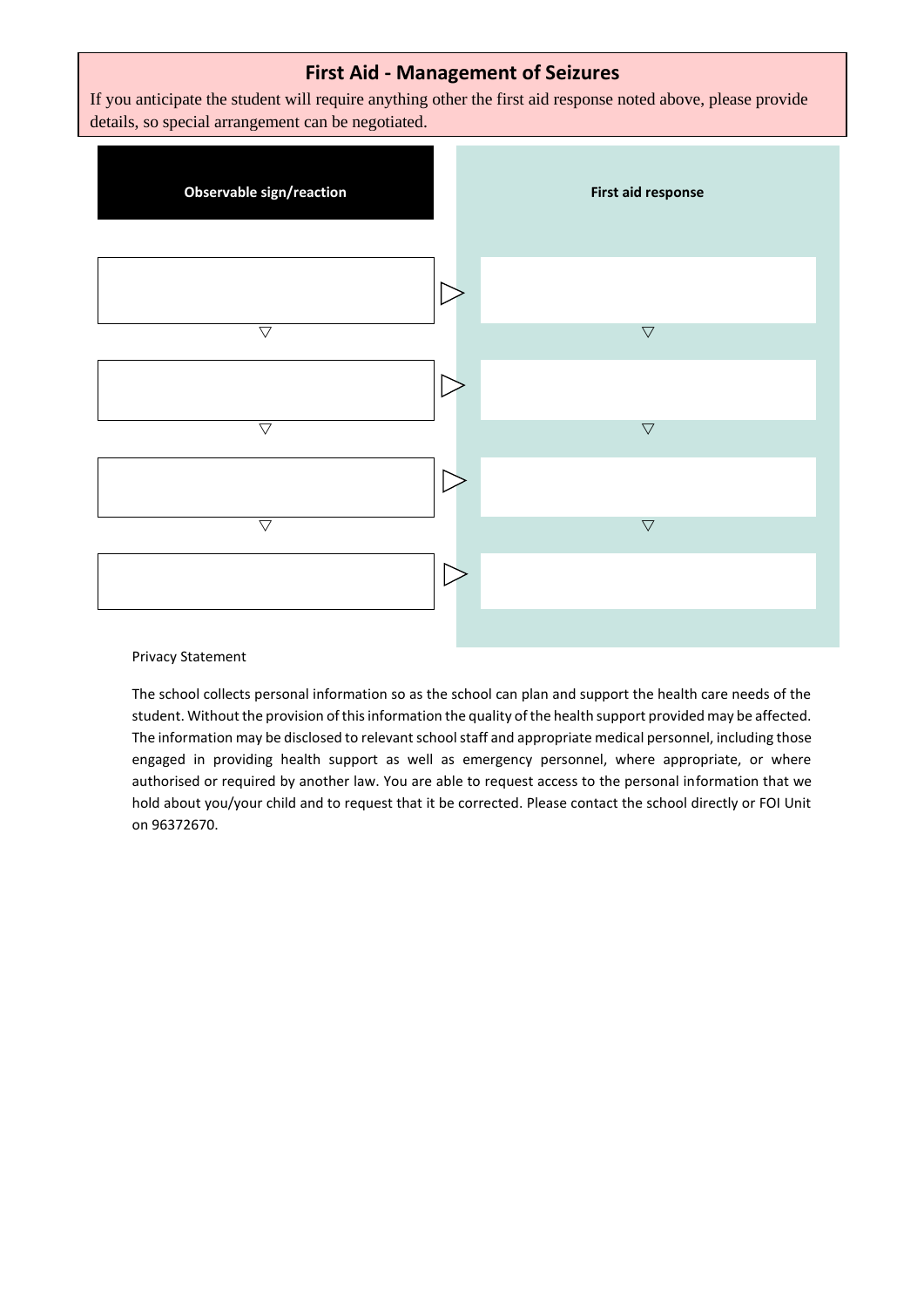## First Aid - Management of Seizures

If you anticipate the student will require anything other the first aid response noted above, please provide details, so special arrangement can be negotiated.

| Observable sign/reaction | First aid response |
| --- | --- |
| | |
| | |
| | |
| | |

Privacy Statement

The school collects personal information so as the school can plan and support the health care needs of the student. Without the provision of this information the quality of the health support provided may be affected. The information may be disclosed to relevant school staff and appropriate medical personnel, including those engaged in providing health support as well as emergency personnel, where appropriate, or where authorised or required by another law. You are able to request access to the personal information that we hold about you/your child and to request that it be corrected. Please contact the school directly or FOI Unit on 96372670.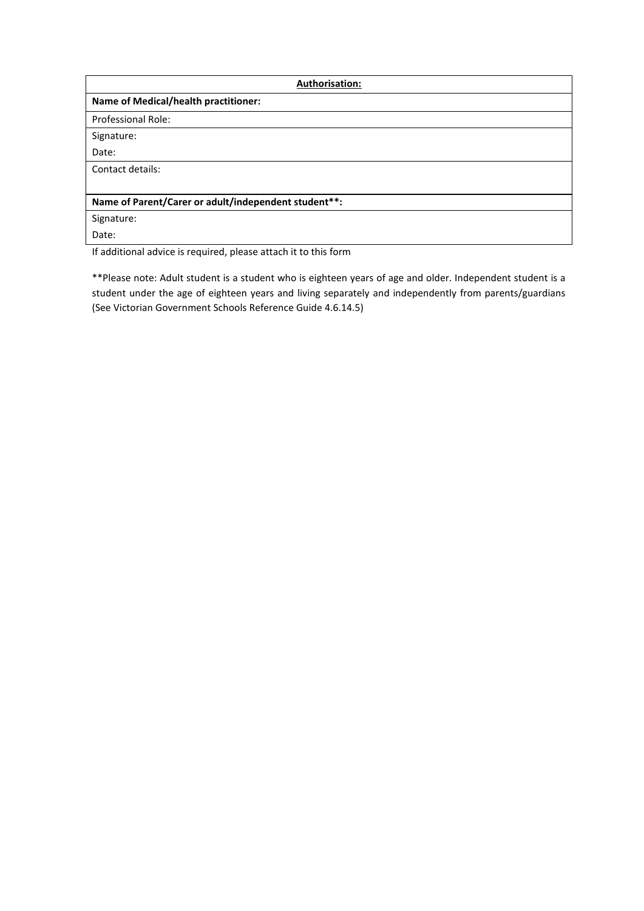| **Authorisation:** |
|---|
| **Name of Medical/health practitioner:** |
| Professional Role: |
| Signature:<br>Date: |
| Contact details: |
| **Name of Parent/Carer or adult/independent student**:** |
| Signature:<br>Date: |

If additional advice is required, please attach it to this form

**Please note: Adult student is a student who is eighteen years of age and older. Independent student is a student under the age of eighteen years and living separately and independently from parents/guardians (See Victorian Government Schools Reference Guide 4.6.14.5)